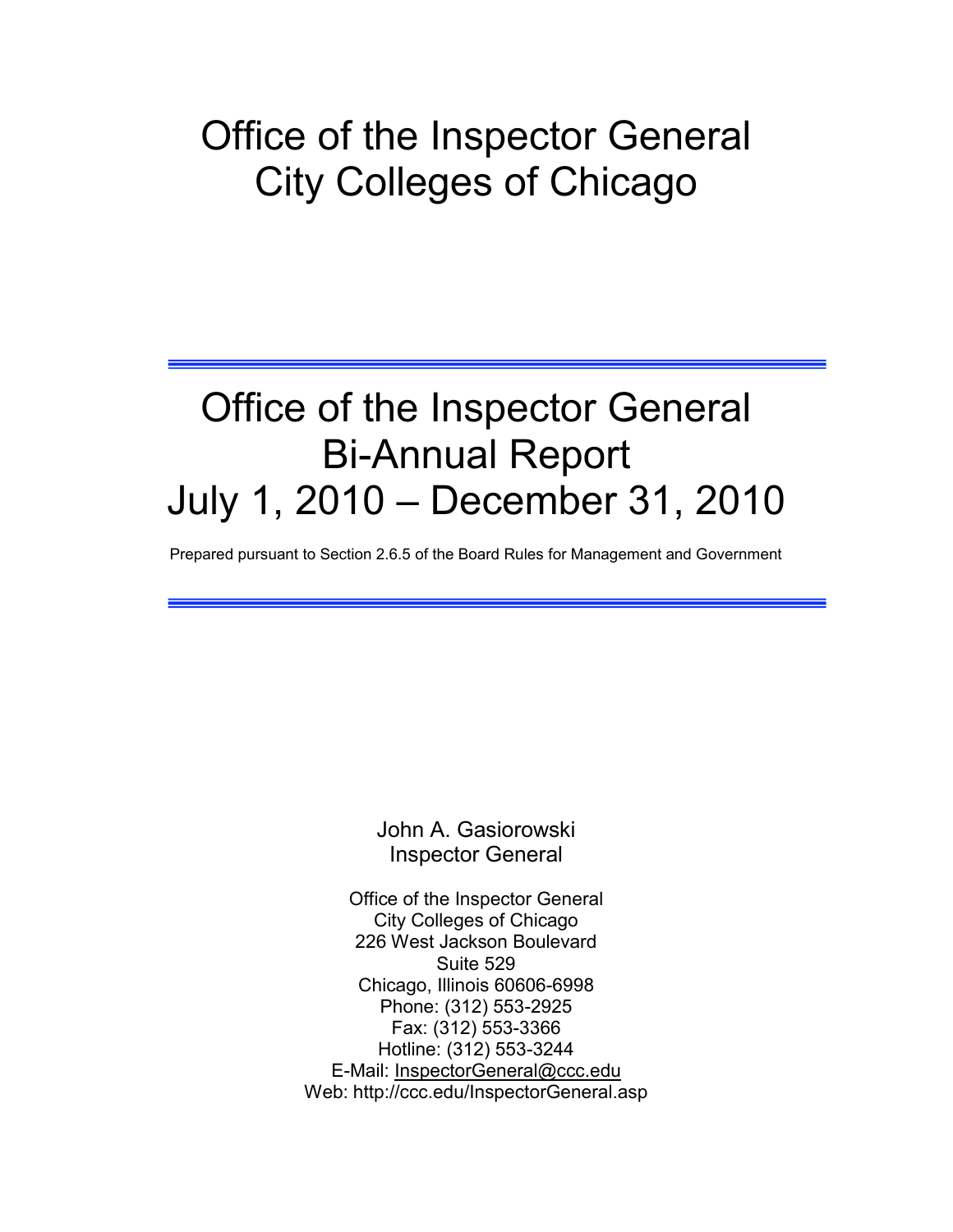# Office of the Inspector General
# City Colleges of Chicago

---

# Office of the Inspector General
# Bi-Annual Report
# July 1, 2010 – December 31, 2010

Prepared pursuant to Section 2.6.5 of the Board Rules for Management and Government

---

John A. Gasiorowski
Inspector General

Office of the Inspector General
City Colleges of Chicago
226 West Jackson Boulevard
Suite 529
Chicago, Illinois 60606-6998
Phone: (312) 553-2925
Fax: (312) 553-3366
Hotline: (312) 553-3244
E-Mail: InspectorGeneral@ccc.edu
Web: http://ccc.edu/InspectorGeneral.asp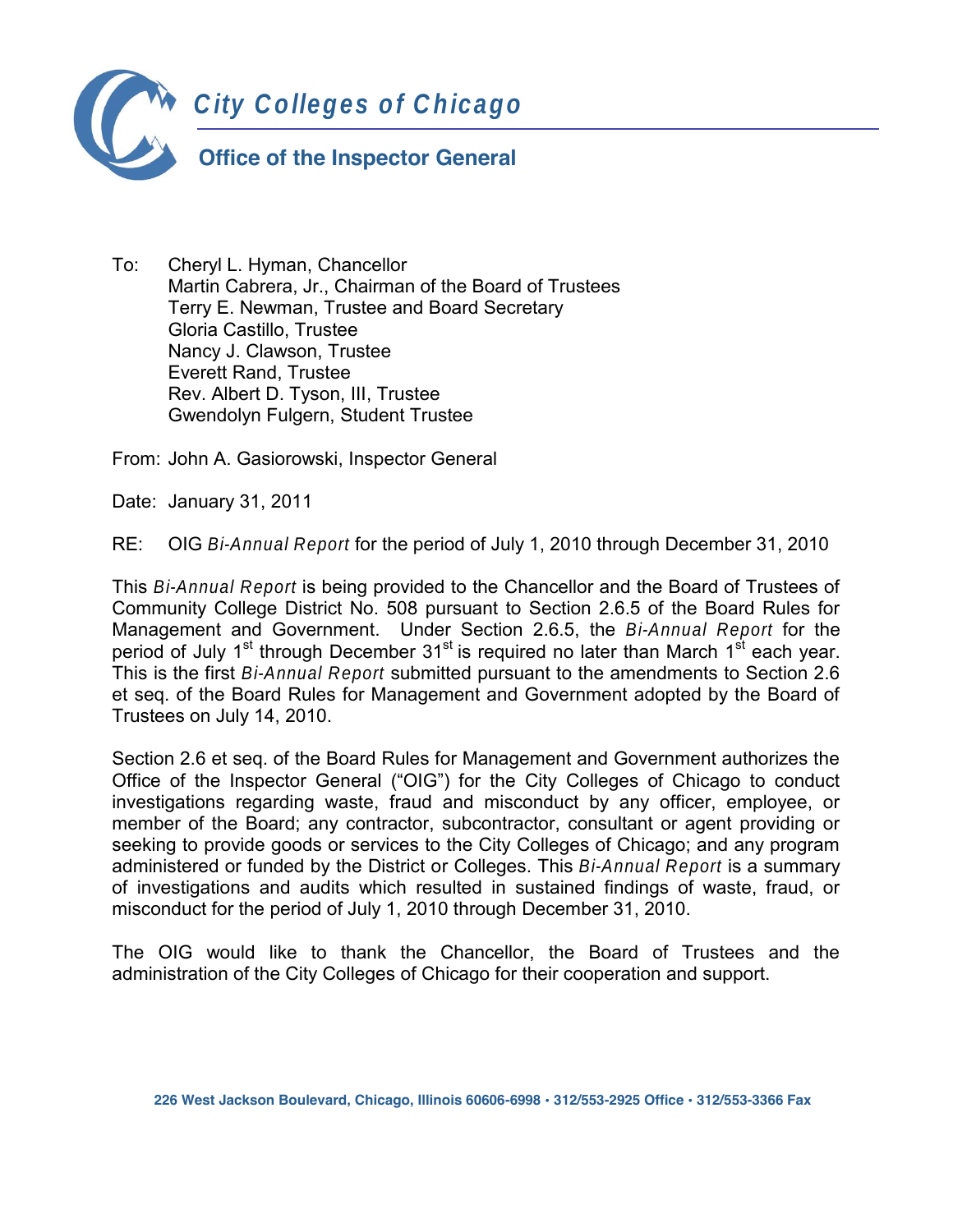# City Colleges of Chicago

## Office of the Inspector General

To: Cheryl L. Hyman, Chancellor
Martin Cabrera, Jr., Chairman of the Board of Trustees
Terry E. Newman, Trustee and Board Secretary
Gloria Castillo, Trustee
Nancy J. Clawson, Trustee
Everett Rand, Trustee
Rev. Albert D. Tyson, III, Trustee
Gwendolyn Fulgern, Student Trustee

From: John A. Gasiorowski, Inspector General

Date: January 31, 2011

RE: OIG *Bi-Annual Report* for the period of July 1, 2010 through December 31, 2010

This *Bi-Annual Report* is being provided to the Chancellor and the Board of Trustees of Community College District No. 508 pursuant to Section 2.6.5 of the Board Rules for Management and Government. Under Section 2.6.5, the *Bi-Annual Report* for the period of July 1st through December 31st is required no later than March 1st each year. This is the first *Bi-Annual Report* submitted pursuant to the amendments to Section 2.6 et seq. of the Board Rules for Management and Government adopted by the Board of Trustees on July 14, 2010.

Section 2.6 et seq. of the Board Rules for Management and Government authorizes the Office of the Inspector General ("OIG") for the City Colleges of Chicago to conduct investigations regarding waste, fraud and misconduct by any officer, employee, or member of the Board; any contractor, subcontractor, consultant or agent providing or seeking to provide goods or services to the City Colleges of Chicago; and any program administered or funded by the District or Colleges. This *Bi-Annual Report* is a summary of investigations and audits which resulted in sustained findings of waste, fraud, or misconduct for the period of July 1, 2010 through December 31, 2010.

The OIG would like to thank the Chancellor, the Board of Trustees and the administration of the City Colleges of Chicago for their cooperation and support.

226 West Jackson Boulevard, Chicago, Illinois 60606-6998 • 312/553-2925 Office • 312/553-3366 Fax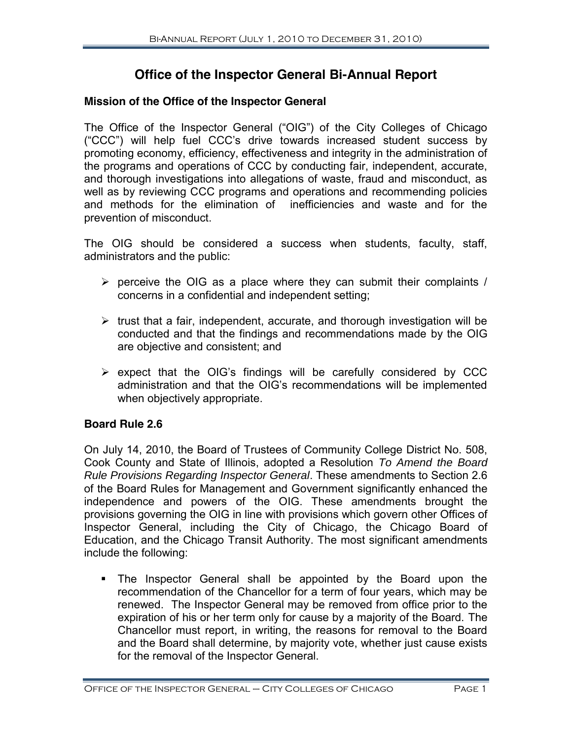## Office of the Inspector General Bi-Annual Report

### Mission of the Office of the Inspector General

The Office of the Inspector General ("OIG") of the City Colleges of Chicago ("CCC") will help fuel CCC's drive towards increased student success by promoting economy, efficiency, effectiveness and integrity in the administration of the programs and operations of CCC by conducting fair, independent, accurate, and thorough investigations into allegations of waste, fraud and misconduct, as well as by reviewing CCC programs and operations and recommending policies and methods for the elimination of inefficiencies and waste and for the prevention of misconduct.

The OIG should be considered a success when students, faculty, staff, administrators and the public:

- perceive the OIG as a place where they can submit their complaints / concerns in a confidential and independent setting;
- trust that a fair, independent, accurate, and thorough investigation will be conducted and that the findings and recommendations made by the OIG are objective and consistent; and
- expect that the OIG's findings will be carefully considered by CCC administration and that the OIG's recommendations will be implemented when objectively appropriate.

### Board Rule 2.6

On July 14, 2010, the Board of Trustees of Community College District No. 508, Cook County and State of Illinois, adopted a Resolution *To Amend the Board Rule Provisions Regarding Inspector General*. These amendments to Section 2.6 of the Board Rules for Management and Government significantly enhanced the independence and powers of the OIG. These amendments brought the provisions governing the OIG in line with provisions which govern other Offices of Inspector General, including the City of Chicago, the Chicago Board of Education, and the Chicago Transit Authority. The most significant amendments include the following:

- The Inspector General shall be appointed by the Board upon the recommendation of the Chancellor for a term of four years, which may be renewed. The Inspector General may be removed from office prior to the expiration of his or her term only for cause by a majority of the Board. The Chancellor must report, in writing, the reasons for removal to the Board and the Board shall determine, by majority vote, whether just cause exists for the removal of the Inspector General.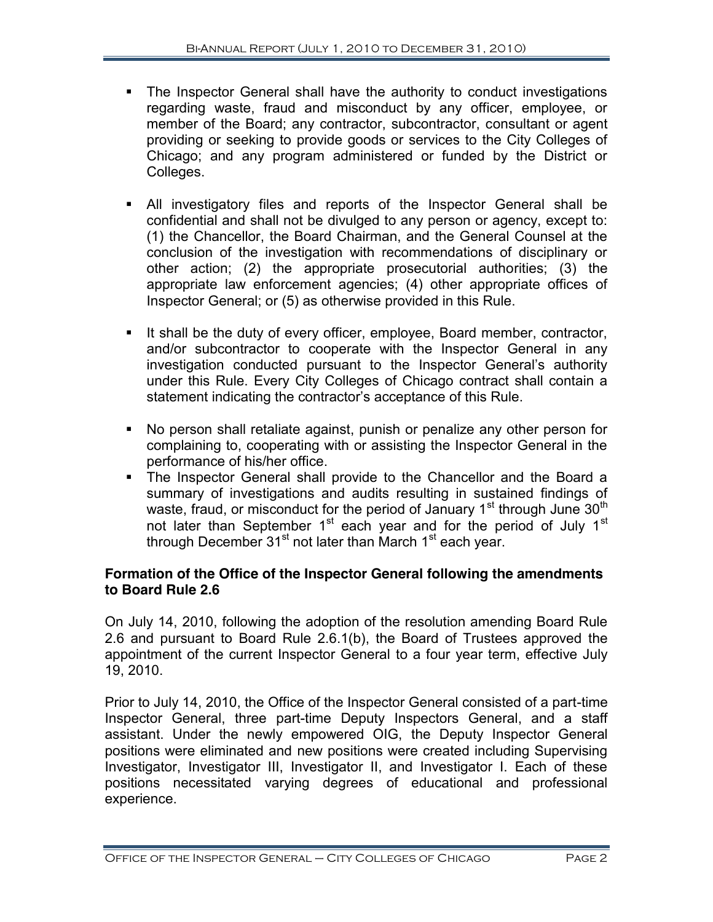- The Inspector General shall have the authority to conduct investigations regarding waste, fraud and misconduct by any officer, employee, or member of the Board; any contractor, subcontractor, consultant or agent providing or seeking to provide goods or services to the City Colleges of Chicago; and any program administered or funded by the District or Colleges.

- All investigatory files and reports of the Inspector General shall be confidential and shall not be divulged to any person or agency, except to: (1) the Chancellor, the Board Chairman, and the General Counsel at the conclusion of the investigation with recommendations of disciplinary or other action; (2) the appropriate prosecutorial authorities; (3) the appropriate law enforcement agencies; (4) other appropriate offices of Inspector General; or (5) as otherwise provided in this Rule.

- It shall be the duty of every officer, employee, Board member, contractor, and/or subcontractor to cooperate with the Inspector General in any investigation conducted pursuant to the Inspector General's authority under this Rule. Every City Colleges of Chicago contract shall contain a statement indicating the contractor's acceptance of this Rule.

- No person shall retaliate against, punish or penalize any other person for complaining to, cooperating with or assisting the Inspector General in the performance of his/her office.
- The Inspector General shall provide to the Chancellor and the Board a summary of investigations and audits resulting in sustained findings of waste, fraud, or misconduct for the period of January 1st through June 30th not later than September 1st each year and for the period of July 1st through December 31st not later than March 1st each year.

**Formation of the Office of the Inspector General following the amendments to Board Rule 2.6**

On July 14, 2010, following the adoption of the resolution amending Board Rule 2.6 and pursuant to Board Rule 2.6.1(b), the Board of Trustees approved the appointment of the current Inspector General to a four year term, effective July 19, 2010.

Prior to July 14, 2010, the Office of the Inspector General consisted of a part-time Inspector General, three part-time Deputy Inspectors General, and a staff assistant. Under the newly empowered OIG, the Deputy Inspector General positions were eliminated and new positions were created including Supervising Investigator, Investigator III, Investigator II, and Investigator I. Each of these positions necessitated varying degrees of educational and professional experience.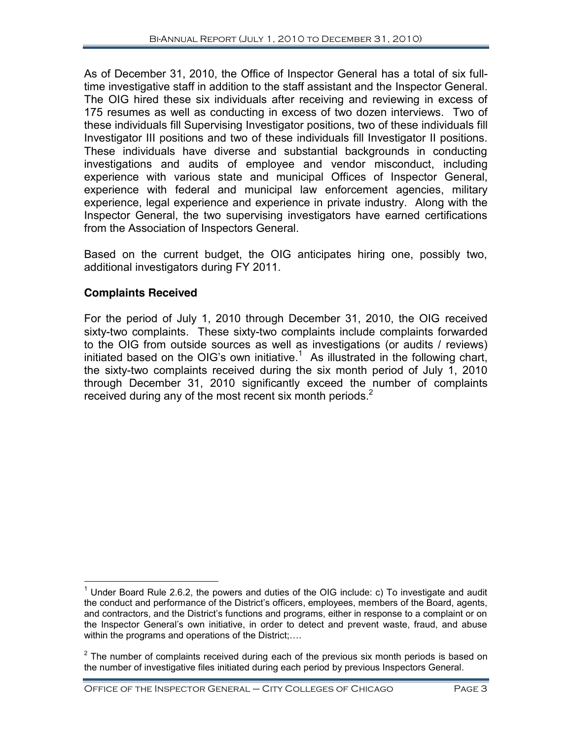As of December 31, 2010, the Office of Inspector General has a total of six full-time investigative staff in addition to the staff assistant and the Inspector General. The OIG hired these six individuals after receiving and reviewing in excess of 175 resumes as well as conducting in excess of two dozen interviews. Two of these individuals fill Supervising Investigator positions, two of these individuals fill Investigator III positions and two of these individuals fill Investigator II positions. These individuals have diverse and substantial backgrounds in conducting investigations and audits of employee and vendor misconduct, including experience with various state and municipal Offices of Inspector General, experience with federal and municipal law enforcement agencies, military experience, legal experience and experience in private industry. Along with the Inspector General, the two supervising investigators have earned certifications from the Association of Inspectors General.

Based on the current budget, the OIG anticipates hiring one, possibly two, additional investigators during FY 2011.

### Complaints Received

For the period of July 1, 2010 through December 31, 2010, the OIG received sixty-two complaints. These sixty-two complaints include complaints forwarded to the OIG from outside sources as well as investigations (or audits / reviews) initiated based on the OIG's own initiative.[1] As illustrated in the following chart, the sixty-two complaints received during the six month period of July 1, 2010 through December 31, 2010 significantly exceed the number of complaints received during any of the most recent six month periods.[2]

---

[1] Under Board Rule 2.6.2, the powers and duties of the OIG include: c) To investigate and audit the conduct and performance of the District's officers, employees, members of the Board, agents, and contractors, and the District's functions and programs, either in response to a complaint or on the Inspector General's own initiative, in order to detect and prevent waste, fraud, and abuse within the programs and operations of the District;….

[2] The number of complaints received during each of the previous six month periods is based on the number of investigative files initiated during each period by previous Inspectors General.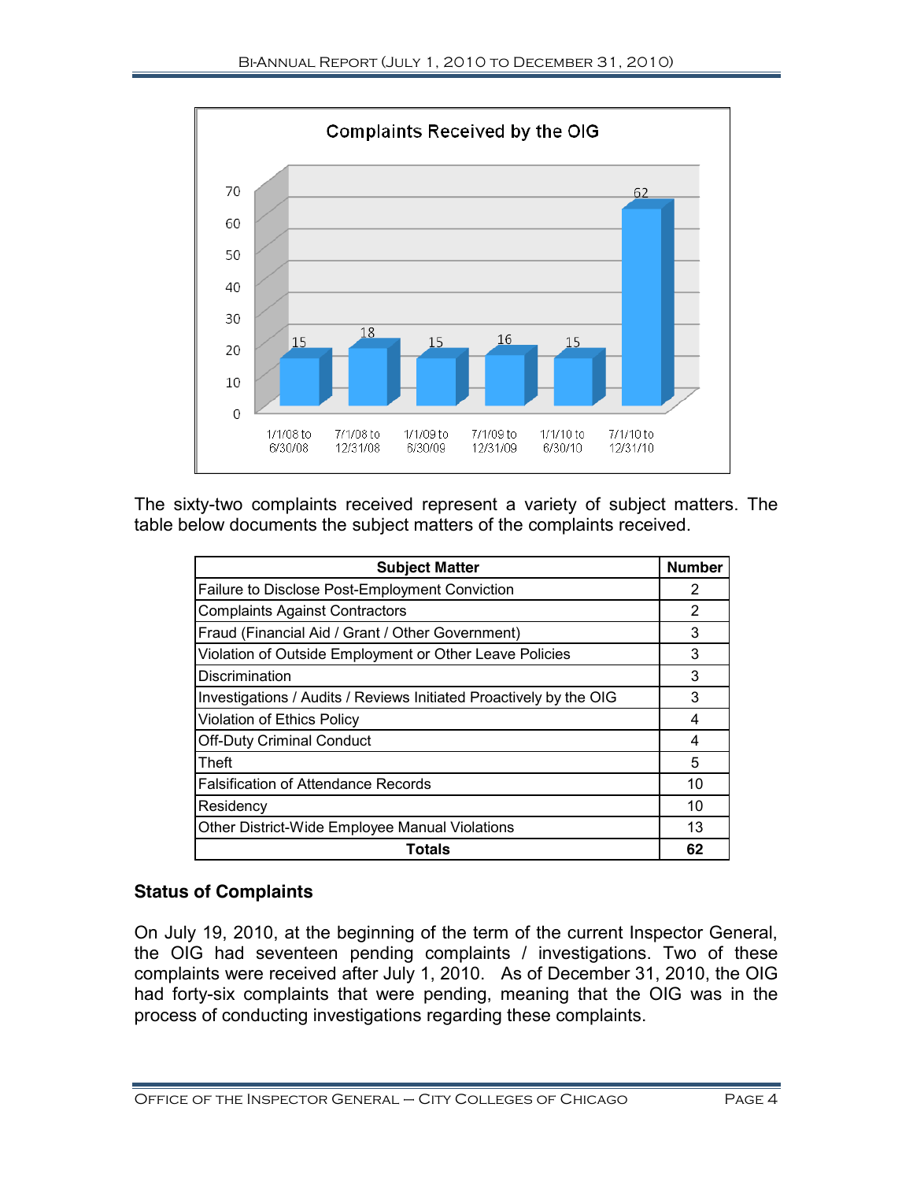**Complaints Received by the OIG**

| Period | Complaints |
|---|---|
| 1/1/08 to 6/30/08 | 15 |
| 7/1/08 to 12/31/08 | 18 |
| 1/1/09 to 6/30/09 | 15 |
| 7/1/09 to 12/31/09 | 16 |
| 1/1/10 to 6/30/10 | 15 |
| 7/1/10 to 12/31/10 | 62 |

The sixty-two complaints received represent a variety of subject matters. The table below documents the subject matters of the complaints received.

| Subject Matter | Number |
|---|---|
| Failure to Disclose Post-Employment Conviction | 2 |
| Complaints Against Contractors | 2 |
| Fraud (Financial Aid / Grant / Other Government) | 3 |
| Violation of Outside Employment or Other Leave Policies | 3 |
| Discrimination | 3 |
| Investigations / Audits / Reviews Initiated Proactively by the OIG | 3 |
| Violation of Ethics Policy | 4 |
| Off-Duty Criminal Conduct | 4 |
| Theft | 5 |
| Falsification of Attendance Records | 10 |
| Residency | 10 |
| Other District-Wide Employee Manual Violations | 13 |
| **Totals** | **62** |

### Status of Complaints

On July 19, 2010, at the beginning of the term of the current Inspector General, the OIG had seventeen pending complaints / investigations. Two of these complaints were received after July 1, 2010. As of December 31, 2010, the OIG had forty-six complaints that were pending, meaning that the OIG was in the process of conducting investigations regarding these complaints.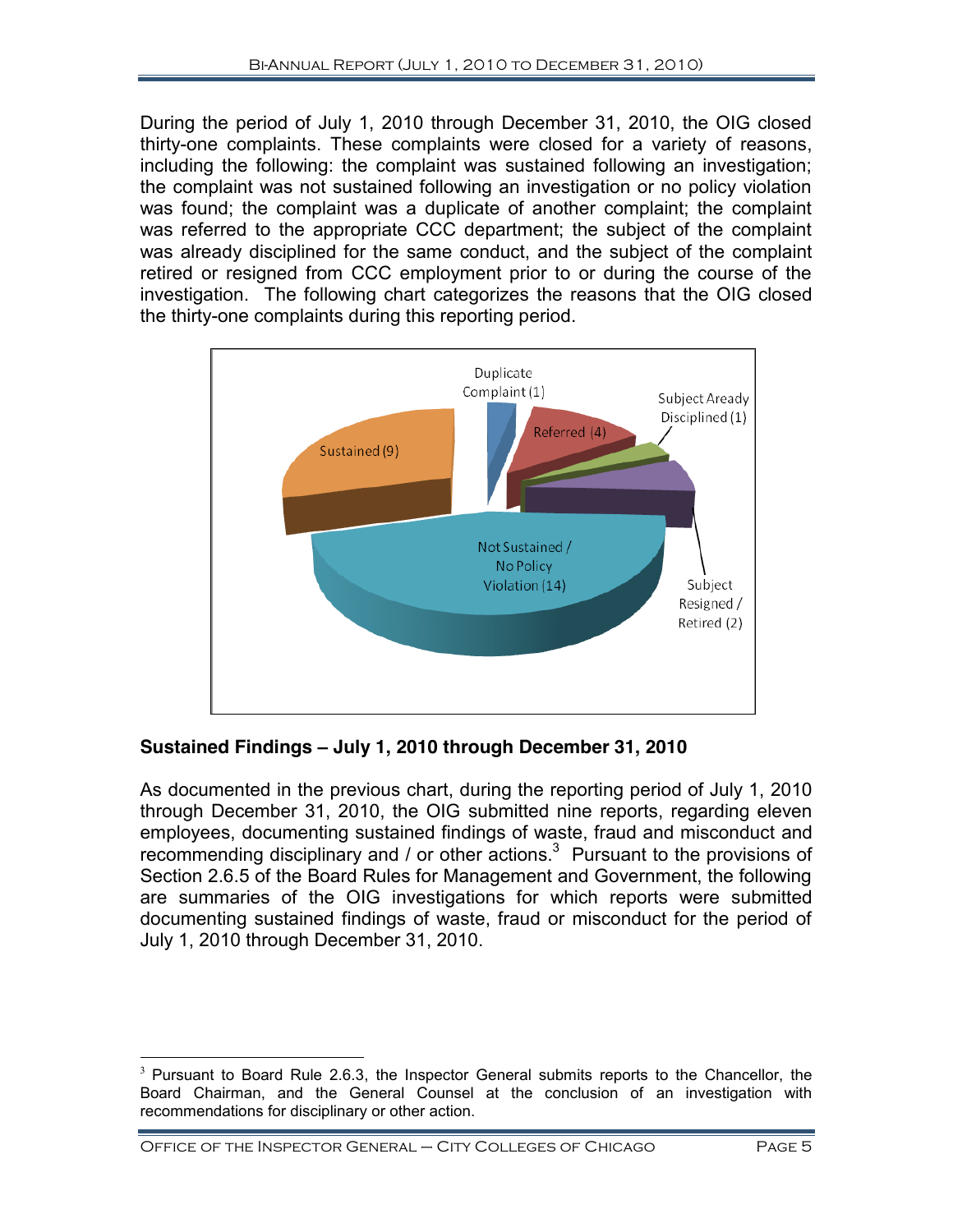During the period of July 1, 2010 through December 31, 2010, the OIG closed thirty-one complaints. These complaints were closed for a variety of reasons, including the following: the complaint was sustained following an investigation; the complaint was not sustained following an investigation or no policy violation was found; the complaint was a duplicate of another complaint; the complaint was referred to the appropriate CCC department; the subject of the complaint was already disciplined for the same conduct, and the subject of the complaint retired or resigned from CCC employment prior to or during the course of the investigation. The following chart categorizes the reasons that the OIG closed the thirty-one complaints during this reporting period.

Duplicate Complaint (1)

Referred (4)

Subject Aready Disciplined (1)

Sustained (9)

Not Sustained / No Policy Violation (14)

Subject Resigned / Retired (2)

**Sustained Findings – July 1, 2010 through December 31, 2010**

As documented in the previous chart, during the reporting period of July 1, 2010 through December 31, 2010, the OIG submitted nine reports, regarding eleven employees, documenting sustained findings of waste, fraud and misconduct and recommending disciplinary and / or other actions.[3] Pursuant to the provisions of Section 2.6.5 of the Board Rules for Management and Government, the following are summaries of the OIG investigations for which reports were submitted documenting sustained findings of waste, fraud or misconduct for the period of July 1, 2010 through December 31, 2010.

[3] Pursuant to Board Rule 2.6.3, the Inspector General submits reports to the Chancellor, the Board Chairman, and the General Counsel at the conclusion of an investigation with recommendations for disciplinary or other action.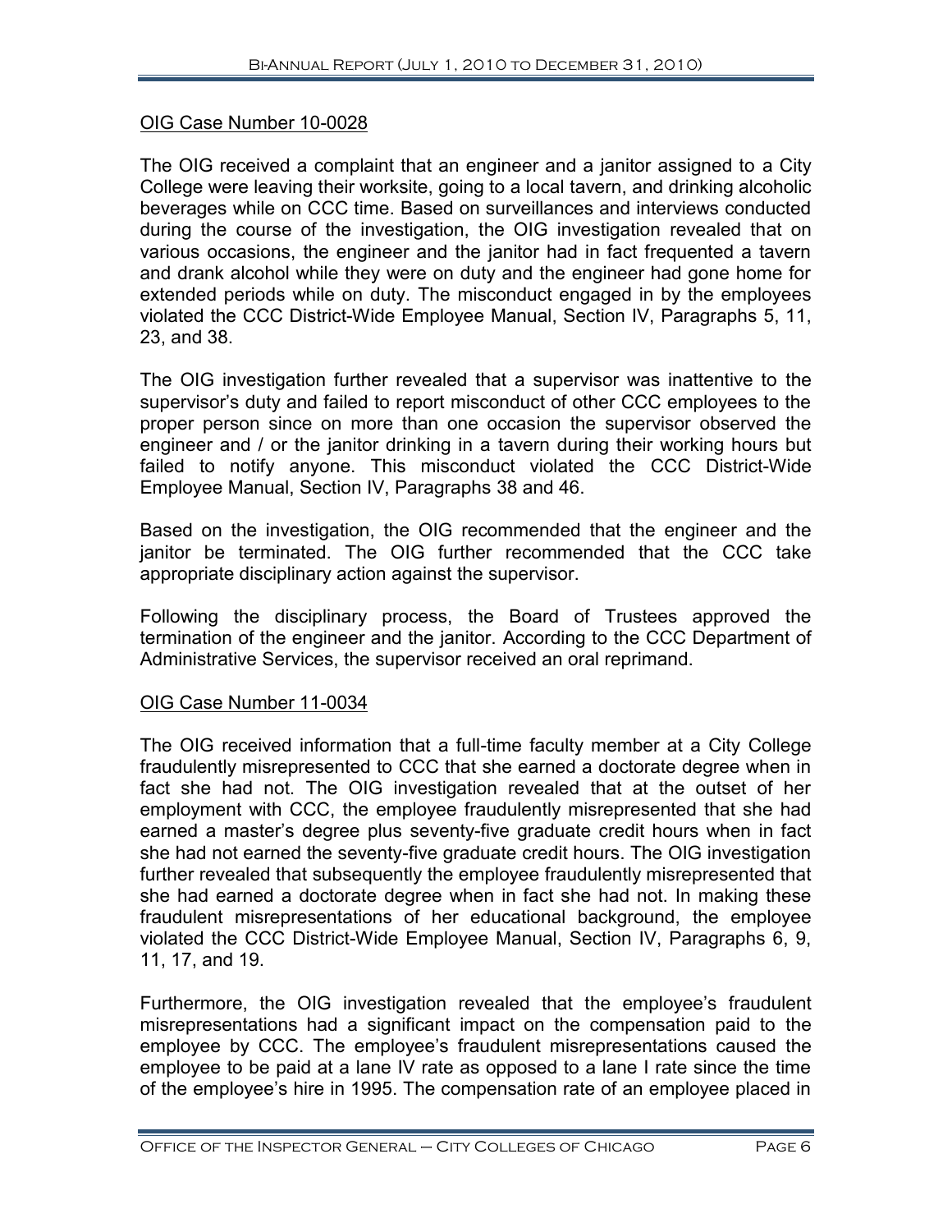OIG Case Number 10-0028

The OIG received a complaint that an engineer and a janitor assigned to a City College were leaving their worksite, going to a local tavern, and drinking alcoholic beverages while on CCC time. Based on surveillances and interviews conducted during the course of the investigation, the OIG investigation revealed that on various occasions, the engineer and the janitor had in fact frequented a tavern and drank alcohol while they were on duty and the engineer had gone home for extended periods while on duty. The misconduct engaged in by the employees violated the CCC District-Wide Employee Manual, Section IV, Paragraphs 5, 11, 23, and 38.

The OIG investigation further revealed that a supervisor was inattentive to the supervisor's duty and failed to report misconduct of other CCC employees to the proper person since on more than one occasion the supervisor observed the engineer and / or the janitor drinking in a tavern during their working hours but failed to notify anyone. This misconduct violated the CCC District-Wide Employee Manual, Section IV, Paragraphs 38 and 46.

Based on the investigation, the OIG recommended that the engineer and the janitor be terminated. The OIG further recommended that the CCC take appropriate disciplinary action against the supervisor.

Following the disciplinary process, the Board of Trustees approved the termination of the engineer and the janitor. According to the CCC Department of Administrative Services, the supervisor received an oral reprimand.

OIG Case Number 11-0034

The OIG received information that a full-time faculty member at a City College fraudulently misrepresented to CCC that she earned a doctorate degree when in fact she had not. The OIG investigation revealed that at the outset of her employment with CCC, the employee fraudulently misrepresented that she had earned a master's degree plus seventy-five graduate credit hours when in fact she had not earned the seventy-five graduate credit hours. The OIG investigation further revealed that subsequently the employee fraudulently misrepresented that she had earned a doctorate degree when in fact she had not. In making these fraudulent misrepresentations of her educational background, the employee violated the CCC District-Wide Employee Manual, Section IV, Paragraphs 6, 9, 11, 17, and 19.

Furthermore, the OIG investigation revealed that the employee's fraudulent misrepresentations had a significant impact on the compensation paid to the employee by CCC. The employee's fraudulent misrepresentations caused the employee to be paid at a lane IV rate as opposed to a lane I rate since the time of the employee's hire in 1995. The compensation rate of an employee placed in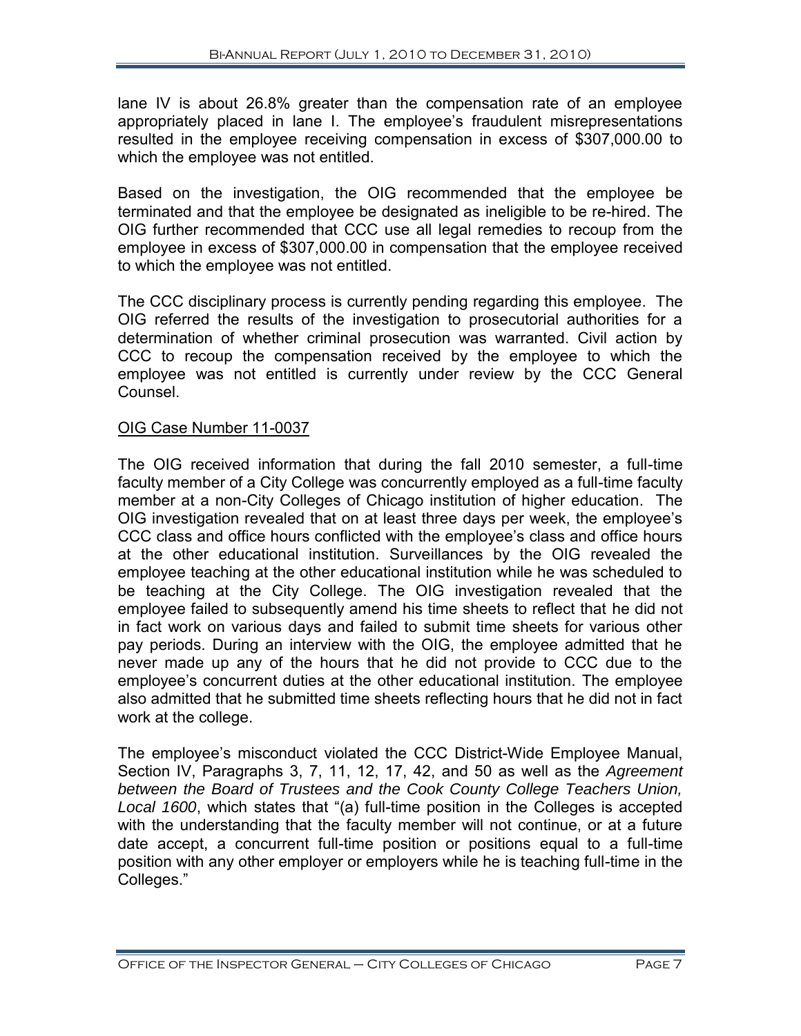lane IV is about 26.8% greater than the compensation rate of an employee appropriately placed in lane I. The employee's fraudulent misrepresentations resulted in the employee receiving compensation in excess of $307,000.00 to which the employee was not entitled.

Based on the investigation, the OIG recommended that the employee be terminated and that the employee be designated as ineligible to be re-hired. The OIG further recommended that CCC use all legal remedies to recoup from the employee in excess of $307,000.00 in compensation that the employee received to which the employee was not entitled.

The CCC disciplinary process is currently pending regarding this employee. The OIG referred the results of the investigation to prosecutorial authorities for a determination of whether criminal prosecution was warranted. Civil action by CCC to recoup the compensation received by the employee to which the employee was not entitled is currently under review by the CCC General Counsel.

OIG Case Number 11-0037

The OIG received information that during the fall 2010 semester, a full-time faculty member of a City College was concurrently employed as a full-time faculty member at a non-City Colleges of Chicago institution of higher education. The OIG investigation revealed that on at least three days per week, the employee's CCC class and office hours conflicted with the employee's class and office hours at the other educational institution. Surveillances by the OIG revealed the employee teaching at the other educational institution while he was scheduled to be teaching at the City College. The OIG investigation revealed that the employee failed to subsequently amend his time sheets to reflect that he did not in fact work on various days and failed to submit time sheets for various other pay periods. During an interview with the OIG, the employee admitted that he never made up any of the hours that he did not provide to CCC due to the employee's concurrent duties at the other educational institution. The employee also admitted that he submitted time sheets reflecting hours that he did not in fact work at the college.

The employee's misconduct violated the CCC District-Wide Employee Manual, Section IV, Paragraphs 3, 7, 11, 12, 17, 42, and 50 as well as the *Agreement between the Board of Trustees and the Cook County College Teachers Union, Local 1600*, which states that "(a) full-time position in the Colleges is accepted with the understanding that the faculty member will not continue, or at a future date accept, a concurrent full-time position or positions equal to a full-time position with any other employer or employers while he is teaching full-time in the Colleges."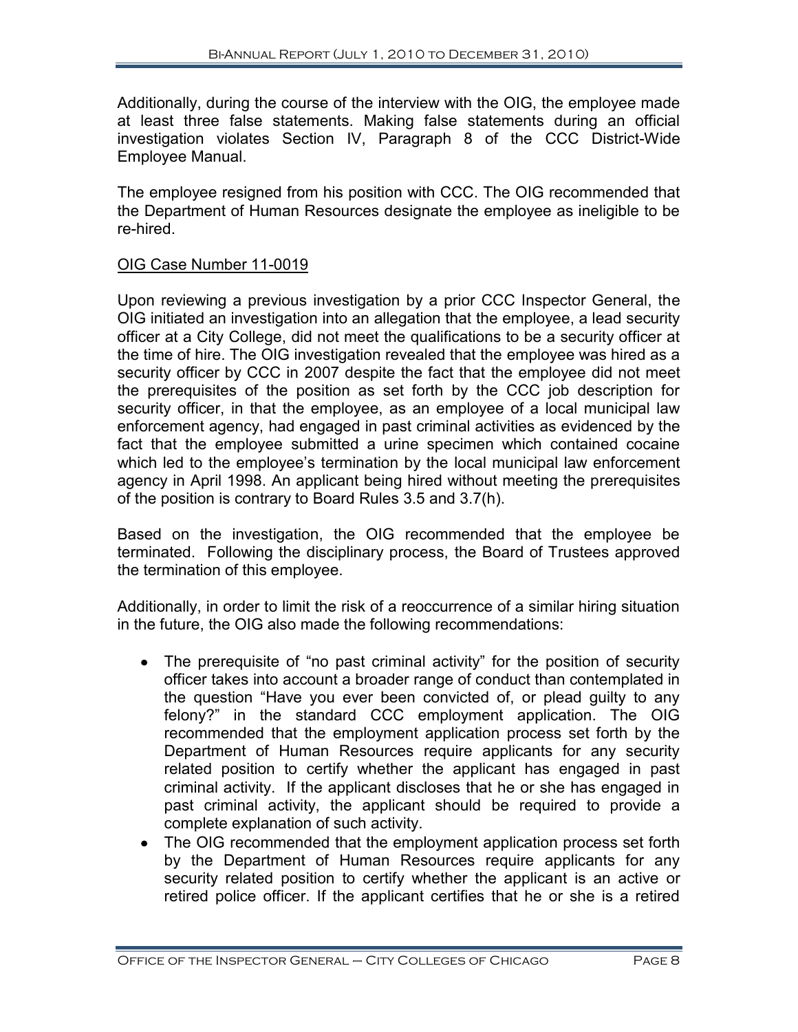Additionally, during the course of the interview with the OIG, the employee made at least three false statements. Making false statements during an official investigation violates Section IV, Paragraph 8 of the CCC District-Wide Employee Manual.

The employee resigned from his position with CCC. The OIG recommended that the Department of Human Resources designate the employee as ineligible to be re-hired.

OIG Case Number 11-0019

Upon reviewing a previous investigation by a prior CCC Inspector General, the OIG initiated an investigation into an allegation that the employee, a lead security officer at a City College, did not meet the qualifications to be a security officer at the time of hire. The OIG investigation revealed that the employee was hired as a security officer by CCC in 2007 despite the fact that the employee did not meet the prerequisites of the position as set forth by the CCC job description for security officer, in that the employee, as an employee of a local municipal law enforcement agency, had engaged in past criminal activities as evidenced by the fact that the employee submitted a urine specimen which contained cocaine which led to the employee's termination by the local municipal law enforcement agency in April 1998. An applicant being hired without meeting the prerequisites of the position is contrary to Board Rules 3.5 and 3.7(h).

Based on the investigation, the OIG recommended that the employee be terminated. Following the disciplinary process, the Board of Trustees approved the termination of this employee.

Additionally, in order to limit the risk of a reoccurrence of a similar hiring situation in the future, the OIG also made the following recommendations:

- The prerequisite of "no past criminal activity" for the position of security officer takes into account a broader range of conduct than contemplated in the question "Have you ever been convicted of, or plead guilty to any felony?" in the standard CCC employment application. The OIG recommended that the employment application process set forth by the Department of Human Resources require applicants for any security related position to certify whether the applicant has engaged in past criminal activity. If the applicant discloses that he or she has engaged in past criminal activity, the applicant should be required to provide a complete explanation of such activity.
- The OIG recommended that the employment application process set forth by the Department of Human Resources require applicants for any security related position to certify whether the applicant is an active or retired police officer. If the applicant certifies that he or she is a retired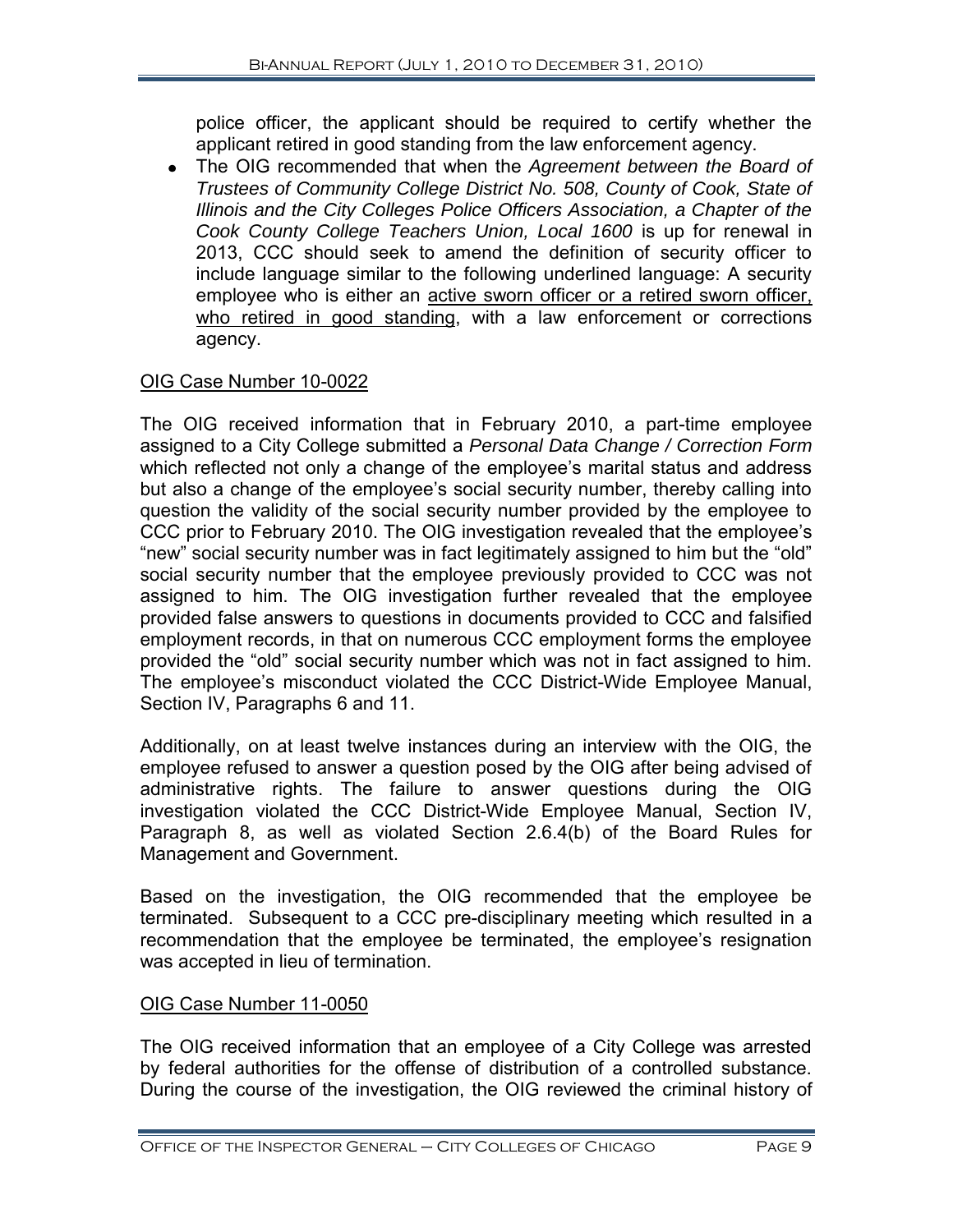police officer, the applicant should be required to certify whether the applicant retired in good standing from the law enforcement agency.

- The OIG recommended that when the *Agreement between the Board of Trustees of Community College District No. 508, County of Cook, State of Illinois and the City Colleges Police Officers Association, a Chapter of the Cook County College Teachers Union, Local 1600* is up for renewal in 2013, CCC should seek to amend the definition of security officer to include language similar to the following underlined language: A security employee who is either an <u>active sworn officer or a retired sworn officer, who retired in good standing</u>, with a law enforcement or corrections agency.

<u>OIG Case Number 10-0022</u>

The OIG received information that in February 2010, a part-time employee assigned to a City College submitted a *Personal Data Change / Correction Form* which reflected not only a change of the employee's marital status and address but also a change of the employee's social security number, thereby calling into question the validity of the social security number provided by the employee to CCC prior to February 2010. The OIG investigation revealed that the employee's "new" social security number was in fact legitimately assigned to him but the "old" social security number that the employee previously provided to CCC was not assigned to him. The OIG investigation further revealed that the employee provided false answers to questions in documents provided to CCC and falsified employment records, in that on numerous CCC employment forms the employee provided the "old" social security number which was not in fact assigned to him. The employee's misconduct violated the CCC District-Wide Employee Manual, Section IV, Paragraphs 6 and 11.

Additionally, on at least twelve instances during an interview with the OIG, the employee refused to answer a question posed by the OIG after being advised of administrative rights. The failure to answer questions during the OIG investigation violated the CCC District-Wide Employee Manual, Section IV, Paragraph 8, as well as violated Section 2.6.4(b) of the Board Rules for Management and Government.

Based on the investigation, the OIG recommended that the employee be terminated. Subsequent to a CCC pre-disciplinary meeting which resulted in a recommendation that the employee be terminated, the employee's resignation was accepted in lieu of termination.

<u>OIG Case Number 11-0050</u>

The OIG received information that an employee of a City College was arrested by federal authorities for the offense of distribution of a controlled substance. During the course of the investigation, the OIG reviewed the criminal history of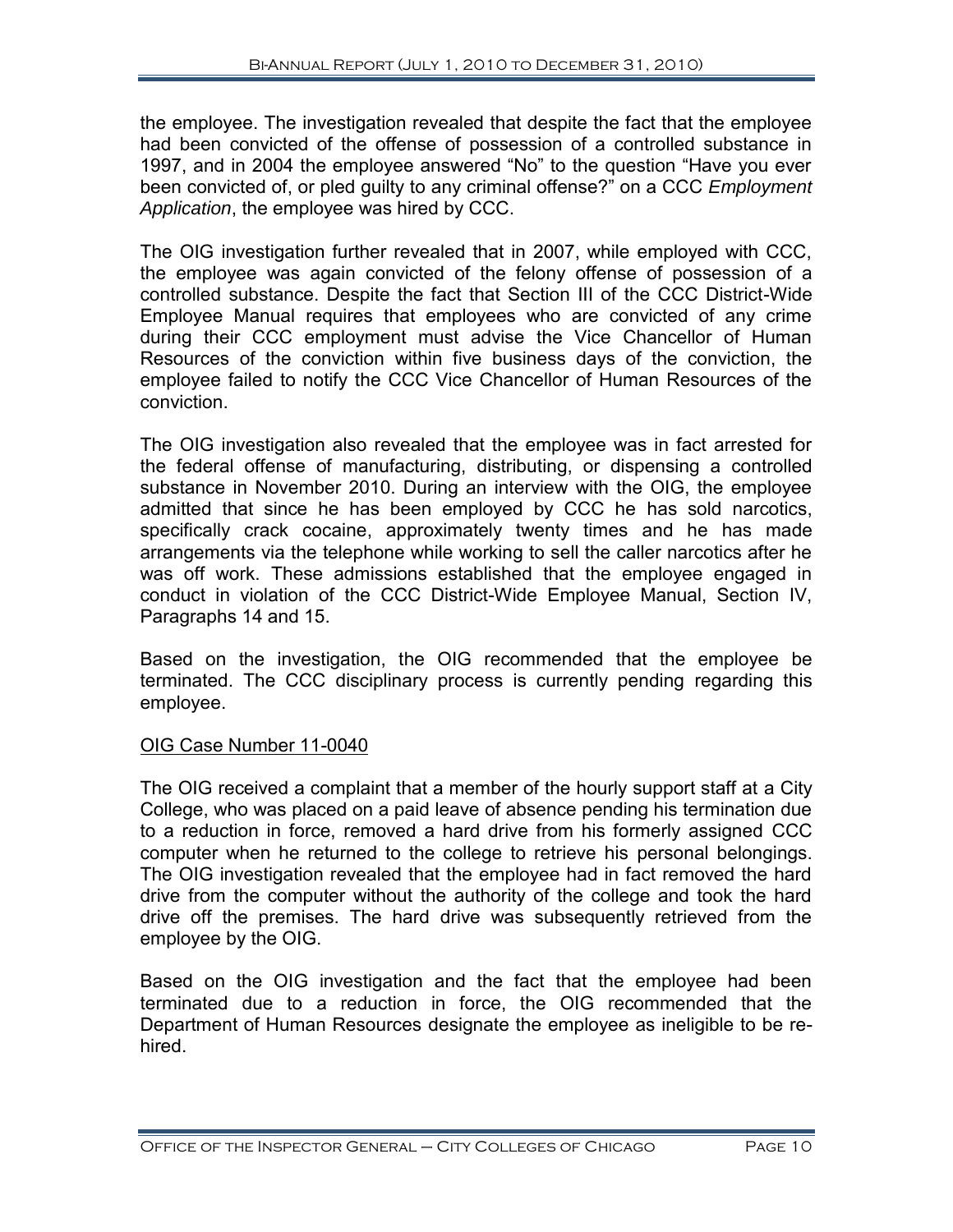the employee. The investigation revealed that despite the fact that the employee had been convicted of the offense of possession of a controlled substance in 1997, and in 2004 the employee answered "No" to the question "Have you ever been convicted of, or pled guilty to any criminal offense?" on a CCC *Employment Application*, the employee was hired by CCC.

The OIG investigation further revealed that in 2007, while employed with CCC, the employee was again convicted of the felony offense of possession of a controlled substance. Despite the fact that Section III of the CCC District-Wide Employee Manual requires that employees who are convicted of any crime during their CCC employment must advise the Vice Chancellor of Human Resources of the conviction within five business days of the conviction, the employee failed to notify the CCC Vice Chancellor of Human Resources of the conviction.

The OIG investigation also revealed that the employee was in fact arrested for the federal offense of manufacturing, distributing, or dispensing a controlled substance in November 2010. During an interview with the OIG, the employee admitted that since he has been employed by CCC he has sold narcotics, specifically crack cocaine, approximately twenty times and he has made arrangements via the telephone while working to sell the caller narcotics after he was off work. These admissions established that the employee engaged in conduct in violation of the CCC District-Wide Employee Manual, Section IV, Paragraphs 14 and 15.

Based on the investigation, the OIG recommended that the employee be terminated. The CCC disciplinary process is currently pending regarding this employee.

OIG Case Number 11-0040

The OIG received a complaint that a member of the hourly support staff at a City College, who was placed on a paid leave of absence pending his termination due to a reduction in force, removed a hard drive from his formerly assigned CCC computer when he returned to the college to retrieve his personal belongings. The OIG investigation revealed that the employee had in fact removed the hard drive from the computer without the authority of the college and took the hard drive off the premises. The hard drive was subsequently retrieved from the employee by the OIG.

Based on the OIG investigation and the fact that the employee had been terminated due to a reduction in force, the OIG recommended that the Department of Human Resources designate the employee as ineligible to be re-hired.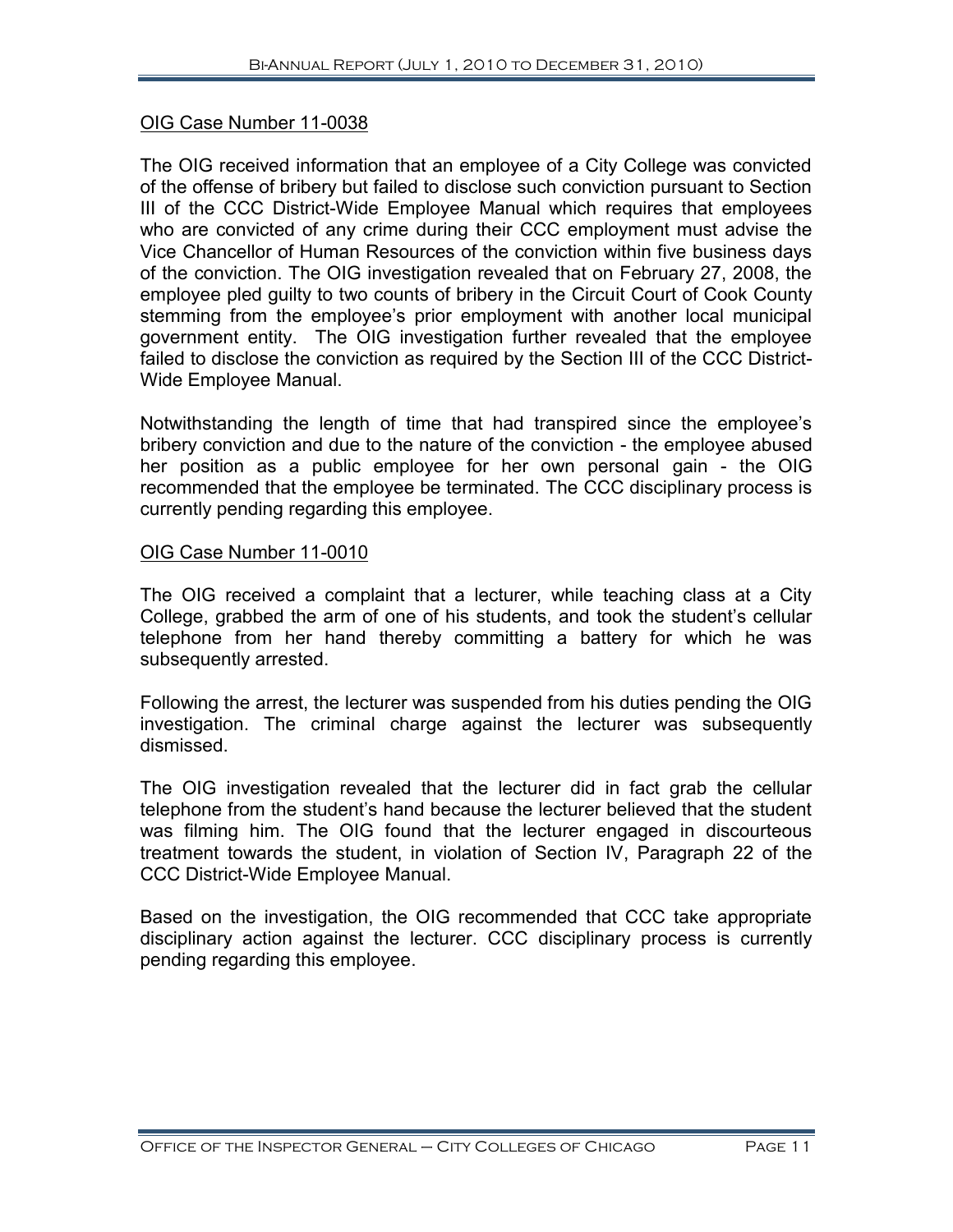OIG Case Number 11-0038

The OIG received information that an employee of a City College was convicted of the offense of bribery but failed to disclose such conviction pursuant to Section III of the CCC District-Wide Employee Manual which requires that employees who are convicted of any crime during their CCC employment must advise the Vice Chancellor of Human Resources of the conviction within five business days of the conviction. The OIG investigation revealed that on February 27, 2008, the employee pled guilty to two counts of bribery in the Circuit Court of Cook County stemming from the employee's prior employment with another local municipal government entity. The OIG investigation further revealed that the employee failed to disclose the conviction as required by the Section III of the CCC District-Wide Employee Manual.

Notwithstanding the length of time that had transpired since the employee's bribery conviction and due to the nature of the conviction - the employee abused her position as a public employee for her own personal gain - the OIG recommended that the employee be terminated. The CCC disciplinary process is currently pending regarding this employee.

OIG Case Number 11-0010

The OIG received a complaint that a lecturer, while teaching class at a City College, grabbed the arm of one of his students, and took the student's cellular telephone from her hand thereby committing a battery for which he was subsequently arrested.

Following the arrest, the lecturer was suspended from his duties pending the OIG investigation. The criminal charge against the lecturer was subsequently dismissed.

The OIG investigation revealed that the lecturer did in fact grab the cellular telephone from the student's hand because the lecturer believed that the student was filming him. The OIG found that the lecturer engaged in discourteous treatment towards the student, in violation of Section IV, Paragraph 22 of the CCC District-Wide Employee Manual.

Based on the investigation, the OIG recommended that CCC take appropriate disciplinary action against the lecturer. CCC disciplinary process is currently pending regarding this employee.